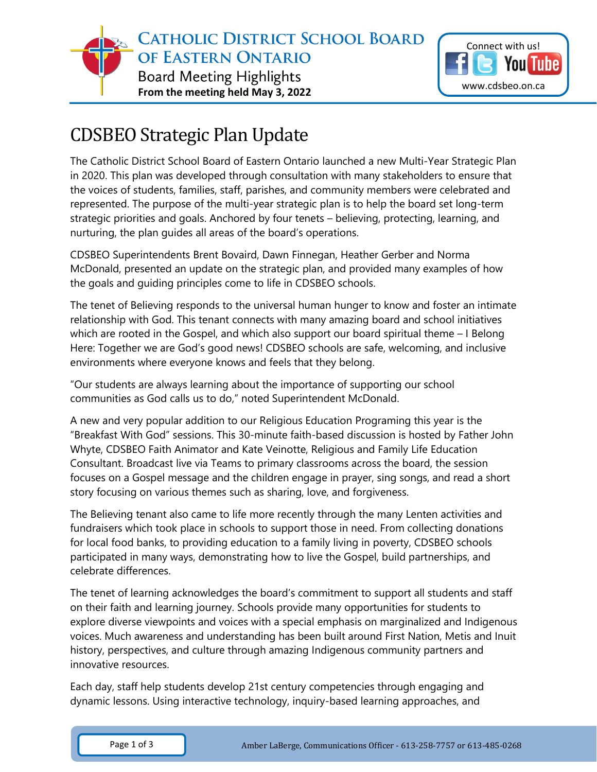# CATHOLIC DISTRICT SCHOOL BOARD OF EASTERN ONTARIO

Board Meeting Highlights

**From the meeting held May 3, 2022**

Connect with us!
www.cdsbeo.on.ca

## CDSBEO Strategic Plan Update

The Catholic District School Board of Eastern Ontario launched a new Multi-Year Strategic Plan in 2020. This plan was developed through consultation with many stakeholders to ensure that the voices of students, families, staff, parishes, and community members were celebrated and represented. The purpose of the multi-year strategic plan is to help the board set long-term strategic priorities and goals. Anchored by four tenets – believing, protecting, learning, and nurturing, the plan guides all areas of the board's operations.

CDSBEO Superintendents Brent Bovaird, Dawn Finnegan, Heather Gerber and Norma McDonald, presented an update on the strategic plan, and provided many examples of how the goals and guiding principles come to life in CDSBEO schools.

The tenet of Believing responds to the universal human hunger to know and foster an intimate relationship with God. This tenant connects with many amazing board and school initiatives which are rooted in the Gospel, and which also support our board spiritual theme – I Belong Here: Together we are God's good news! CDSBEO schools are safe, welcoming, and inclusive environments where everyone knows and feels that they belong.

"Our students are always learning about the importance of supporting our school communities as God calls us to do," noted Superintendent McDonald.

A new and very popular addition to our Religious Education Programing this year is the "Breakfast With God" sessions. This 30-minute faith-based discussion is hosted by Father John Whyte, CDSBEO Faith Animator and Kate Veinotte, Religious and Family Life Education Consultant. Broadcast live via Teams to primary classrooms across the board, the session focuses on a Gospel message and the children engage in prayer, sing songs, and read a short story focusing on various themes such as sharing, love, and forgiveness.

The Believing tenant also came to life more recently through the many Lenten activities and fundraisers which took place in schools to support those in need. From collecting donations for local food banks, to providing education to a family living in poverty, CDSBEO schools participated in many ways, demonstrating how to live the Gospel, build partnerships, and celebrate differences.

The tenet of learning acknowledges the board's commitment to support all students and staff on their faith and learning journey. Schools provide many opportunities for students to explore diverse viewpoints and voices with a special emphasis on marginalized and Indigenous voices. Much awareness and understanding has been built around First Nation, Metis and Inuit history, perspectives, and culture through amazing Indigenous community partners and innovative resources.

Each day, staff help students develop 21st century competencies through engaging and dynamic lessons. Using interactive technology, inquiry-based learning approaches, and

Amber LaBerge, Communications Officer - 613-258-7757 or 613-485-0268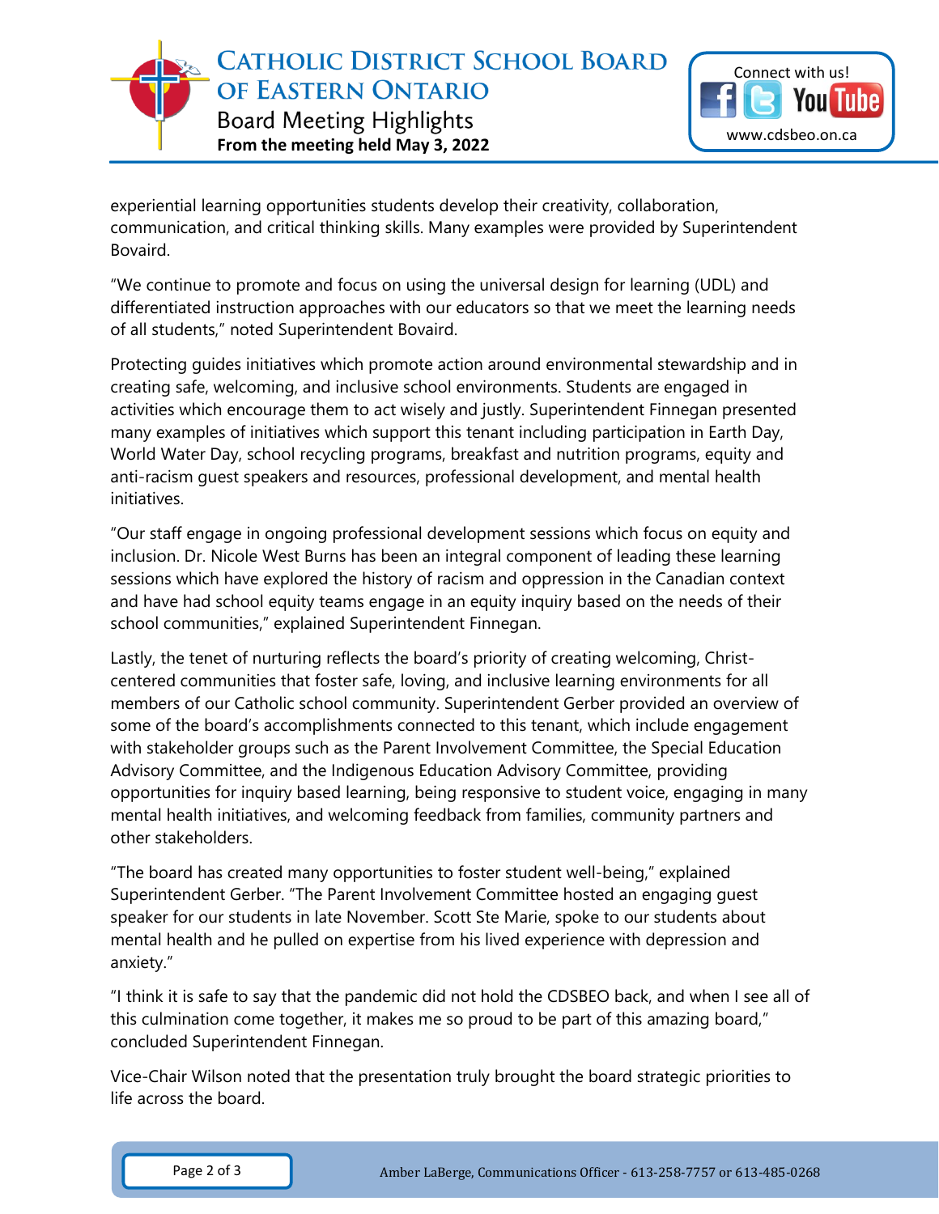experiential learning opportunities students develop their creativity, collaboration, communication, and critical thinking skills. Many examples were provided by Superintendent Bovaird.

"We continue to promote and focus on using the universal design for learning (UDL) and differentiated instruction approaches with our educators so that we meet the learning needs of all students," noted Superintendent Bovaird.

Protecting guides initiatives which promote action around environmental stewardship and in creating safe, welcoming, and inclusive school environments. Students are engaged in activities which encourage them to act wisely and justly. Superintendent Finnegan presented many examples of initiatives which support this tenant including participation in Earth Day, World Water Day, school recycling programs, breakfast and nutrition programs, equity and anti-racism guest speakers and resources, professional development, and mental health initiatives.

"Our staff engage in ongoing professional development sessions which focus on equity and inclusion. Dr. Nicole West Burns has been an integral component of leading these learning sessions which have explored the history of racism and oppression in the Canadian context and have had school equity teams engage in an equity inquiry based on the needs of their school communities," explained Superintendent Finnegan.

Lastly, the tenet of nurturing reflects the board's priority of creating welcoming, Christ-centered communities that foster safe, loving, and inclusive learning environments for all members of our Catholic school community. Superintendent Gerber provided an overview of some of the board's accomplishments connected to this tenant, which include engagement with stakeholder groups such as the Parent Involvement Committee, the Special Education Advisory Committee, and the Indigenous Education Advisory Committee, providing opportunities for inquiry based learning, being responsive to student voice, engaging in many mental health initiatives, and welcoming feedback from families, community partners and other stakeholders.

"The board has created many opportunities to foster student well-being," explained Superintendent Gerber. "The Parent Involvement Committee hosted an engaging guest speaker for our students in late November. Scott Ste Marie, spoke to our students about mental health and he pulled on expertise from his lived experience with depression and anxiety."

"I think it is safe to say that the pandemic did not hold the CDSBEO back, and when I see all of this culmination come together, it makes me so proud to be part of this amazing board," concluded Superintendent Finnegan.

Vice-Chair Wilson noted that the presentation truly brought the board strategic priorities to life across the board.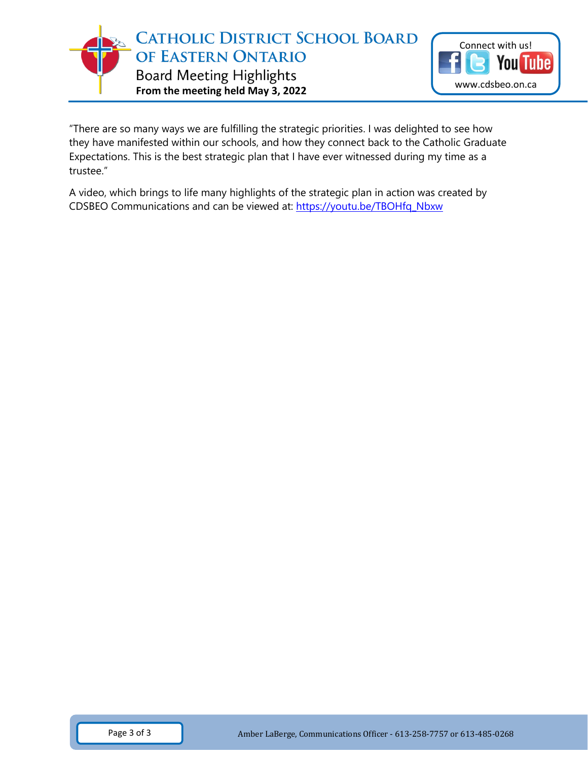"There are so many ways we are fulfilling the strategic priorities. I was delighted to see how they have manifested within our schools, and how they connect back to the Catholic Graduate Expectations. This is the best strategic plan that I have ever witnessed during my time as a trustee."

A video, which brings to life many highlights of the strategic plan in action was created by CDSBEO Communications and can be viewed at: https://youtu.be/TBOHfq_Nbxw